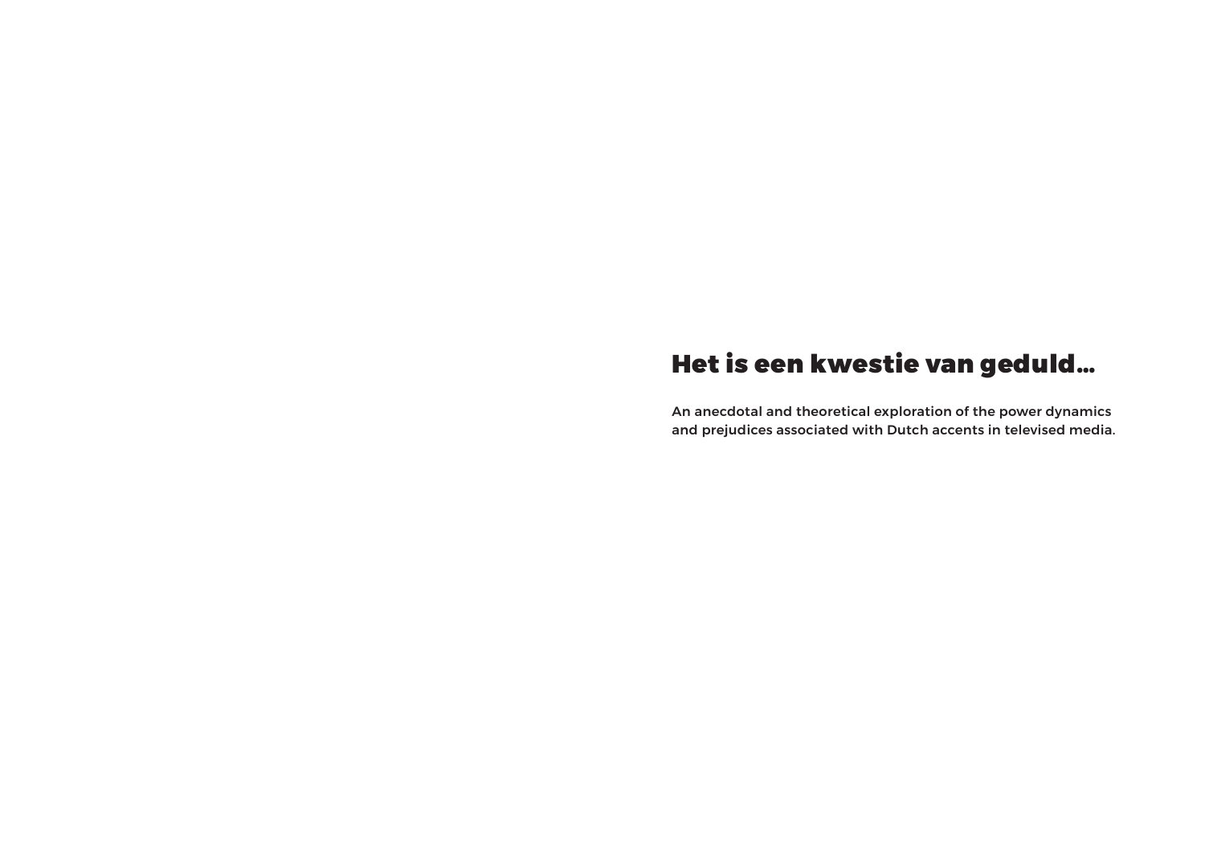# Het is een kwestie van geduld...

**An anecdotal and theoretical exploration of the power dynamics and prejudices associated with Dutch accents in televised media.**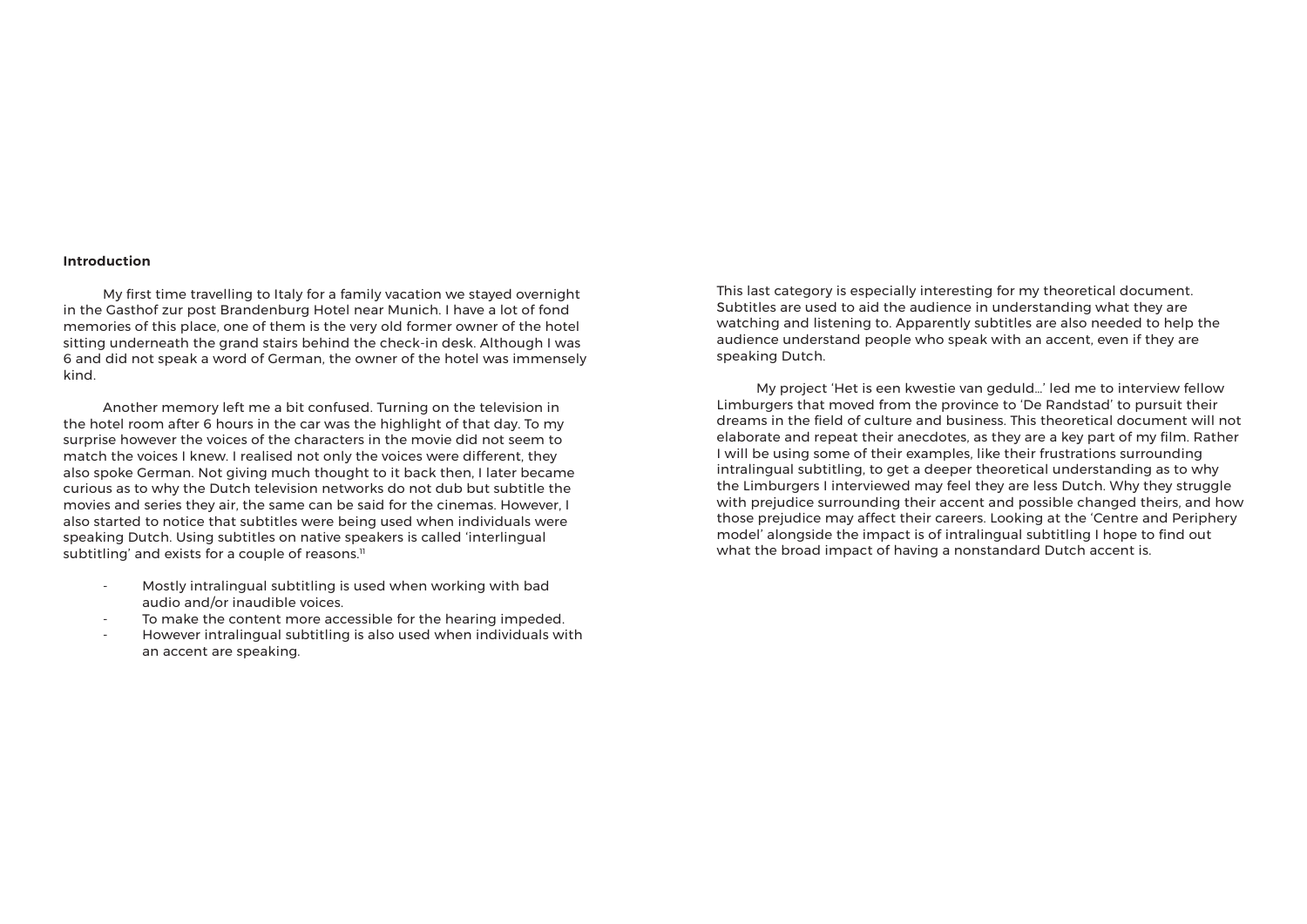**Introduction**

My first time travelling to Italy for a family vacation we stayed overnight in the Gasthof zur post Brandenburg Hotel near Munich. I have a lot of fond memories of this place, one of them is the very old former owner of the hotel sitting underneath the grand stairs behind the check-in desk. Although I was 6 and did not speak a word of German, the owner of the hotel was immensely kind.

Another memory left me a bit confused. Turning on the television in the hotel room after 6 hours in the car was the highlight of that day. To my surprise however the voices of the characters in the movie did not seem to match the voices I knew. I realised not only the voices were different, they also spoke German. Not giving much thought to it back then, I later became curious as to why the Dutch television networks do not dub but subtitle the movies and series they air, the same can be said for the cinemas. However, I also started to notice that subtitles were being used when individuals were speaking Dutch. Using subtitles on native speakers is called 'interlingual subtitling' and exists for a couple of reasons.[1]

- Mostly intralingual subtitling is used when working with bad audio and/or inaudible voices.
- To make the content more accessible for the hearing impeded.
- However intralingual subtitling is also used when individuals with an accent are speaking.

This last category is especially interesting for my theoretical document. Subtitles are used to aid the audience in understanding what they are watching and listening to. Apparently subtitles are also needed to help the audience understand people who speak with an accent, even if they are speaking Dutch.

My project 'Het is een kwestie van geduld...' led me to interview fellow Limburgers that moved from the province to 'De Randstad' to pursuit their dreams in the field of culture and business. This theoretical document will not elaborate and repeat their anecdotes, as they are a key part of my film. Rather I will be using some of their examples, like their frustrations surrounding intralingual subtitling, to get a deeper theoretical understanding as to why the Limburgers I interviewed may feel they are less Dutch. Why they struggle with prejudice surrounding their accent and possible changed theirs, and how those prejudice may affect their careers. Looking at the 'Centre and Periphery model' alongside the impact is of intralingual subtitling I hope to find out what the broad impact of having a nonstandard Dutch accent is.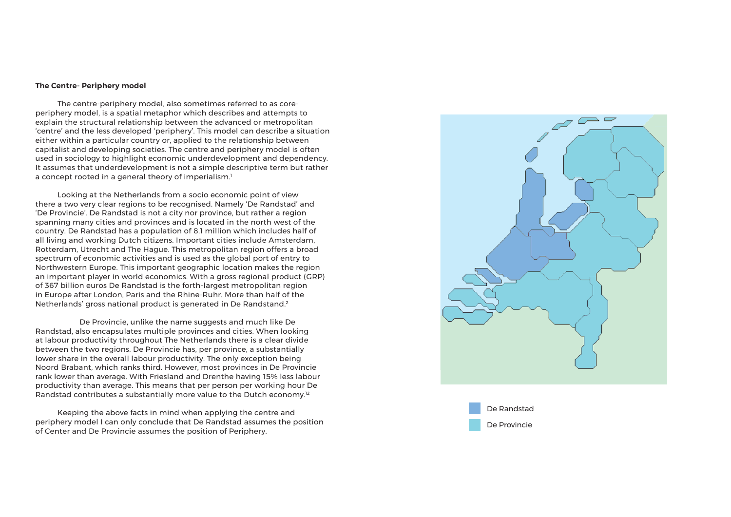**The Centre- Periphery model**

The centre-periphery model, also sometimes referred to as core-periphery model, is a spatial metaphor which describes and attempts to explain the structural relationship between the advanced or metropolitan 'centre' and the less developed 'periphery'. This model can describe a situation either within a particular country or, applied to the relationship between capitalist and developing societies. The centre and periphery model is often used in sociology to highlight economic underdevelopment and dependency. It assumes that underdevelopment is not a simple descriptive term but rather a concept rooted in a general theory of imperialism.[1]

Looking at the Netherlands from a socio economic point of view there a two very clear regions to be recognised. Namely 'De Randstad' and 'De Provincie'. De Randstad is not a city nor province, but rather a region spanning many cities and provinces and is located in the north west of the country. De Randstad has a population of 8.1 million which includes half of all living and working Dutch citizens. Important cities include Amsterdam, Rotterdam, Utrecht and The Hague. This metropolitan region offers a broad spectrum of economic activities and is used as the global port of entry to Northwestern Europe. This important geographic location makes the region an important player in world economics. With a gross regional product (GRP) of 367 billion euros De Randstad is the forth-largest metropolitan region in Europe after London, Paris and the Rhine-Ruhr. More than half of the Netherlands' gross national product is generated in De Randstand.[2]

De Provincie, unlike the name suggests and much like De Randstad, also encapsulates multiple provinces and cities. When looking at labour productivity throughout The Netherlands there is a clear divide between the two regions. De Provincie has, per province, a substantially lower share in the overall labour productivity. The only exception being Noord Brabant, which ranks third. However, most provinces in De Provincie rank lower than average. With Friesland and Drenthe having 15% less labour productivity than average. This means that per person per working hour De Randstad contributes a substantially more value to the Dutch economy.[12]

Keeping the above facts in mind when applying the centre and periphery model I can only conclude that De Randstad assumes the position of Center and De Provincie assumes the position of Periphery.

De Randstad

De Provincie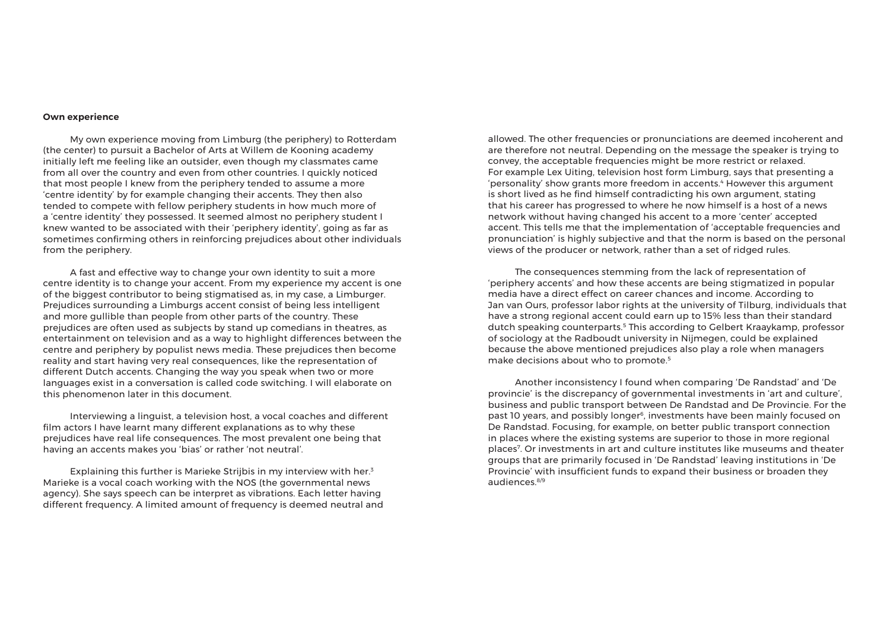**Own experience**

My own experience moving from Limburg (the periphery) to Rotterdam (the center) to pursuit a Bachelor of Arts at Willem de Kooning academy initially left me feeling like an outsider, even though my classmates came from all over the country and even from other countries. I quickly noticed that most people I knew from the periphery tended to assume a more 'centre identity' by for example changing their accents. They then also tended to compete with fellow periphery students in how much more of a 'centre identity' they possessed. It seemed almost no periphery student I knew wanted to be associated with their 'periphery identity', going as far as sometimes confirming others in reinforcing prejudices about other individuals from the periphery.

A fast and effective way to change your own identity to suit a more centre identity is to change your accent. From my experience my accent is one of the biggest contributor to being stigmatised as, in my case, a Limburger. Prejudices surrounding a Limburgs accent consist of being less intelligent and more gullible than people from other parts of the country. These prejudices are often used as subjects by stand up comedians in theatres, as entertainment on television and as a way to highlight differences between the centre and periphery by populist news media. These prejudices then become reality and start having very real consequences, like the representation of different Dutch accents. Changing the way you speak when two or more languages exist in a conversation is called code switching. I will elaborate on this phenomenon later in this document.

Interviewing a linguist, a television host, a vocal coaches and different film actors I have learnt many different explanations as to why these prejudices have real life consequences. The most prevalent one being that having an accents makes you 'bias' or rather 'not neutral'.

Explaining this further is Marieke Strijbis in my interview with her.[3] Marieke is a vocal coach working with the NOS (the governmental news agency). She says speech can be interpret as vibrations. Each letter having different frequency. A limited amount of frequency is deemed neutral and allowed. The other frequencies or pronunciations are deemed incoherent and are therefore not neutral. Depending on the message the speaker is trying to convey, the acceptable frequencies might be more restrict or relaxed.
For example Lex Uiting, television host form Limburg, says that presenting a 'personality' show grants more freedom in accents.[4] However this argument is short lived as he find himself contradicting his own argument, stating that his career has progressed to where he now himself is a host of a news network without having changed his accent to a more 'center' accepted accent. This tells me that the implementation of 'acceptable frequencies and pronunciation' is highly subjective and that the norm is based on the personal views of the producer or network, rather than a set of ridged rules.

The consequences stemming from the lack of representation of 'periphery accents' and how these accents are being stigmatized in popular media have a direct effect on career chances and income. According to Jan van Ours, professor labor rights at the university of Tilburg, individuals that have a strong regional accent could earn up to 15% less than their standard dutch speaking counterparts.[5] This according to Gelbert Kraaykamp, professor of sociology at the Radboudt university in Nijmegen, could be explained because the above mentioned prejudices also play a role when managers make decisions about who to promote.[5]

Another inconsistency I found when comparing 'De Randstad' and 'De provincie' is the discrepancy of governmental investments in 'art and culture', business and public transport between De Randstad and De Provincie. For the past 10 years, and possibly longer[6], investments have been mainly focused on De Randstad. Focusing, for example, on better public transport connection in places where the existing systems are superior to those in more regional places[7]. Or investments in art and culture institutes like museums and theater groups that are primarily focused in 'De Randstad' leaving institutions in 'De Provincie' with insufficient funds to expand their business or broaden they audiences.[8/9]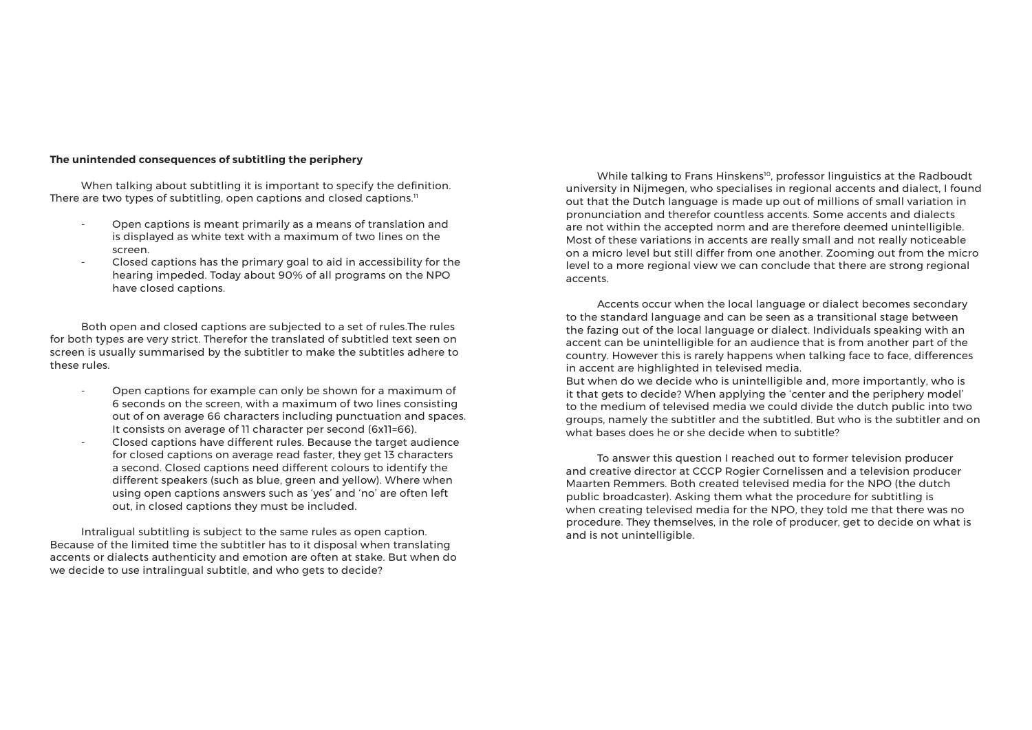**The unintended consequences of subtitling the periphery**

When talking about subtitling it is important to specify the definition. There are two types of subtitling, open captions and closed captions.[11]

- Open captions is meant primarily as a means of translation and is displayed as white text with a maximum of two lines on the screen.
- Closed captions has the primary goal to aid in accessibility for the hearing impeded. Today about 90% of all programs on the NPO have closed captions.

Both open and closed captions are subjected to a set of rules.The rules for both types are very strict. Therefor the translated of subtitled text seen on screen is usually summarised by the subtitler to make the subtitles adhere to these rules.

- Open captions for example can only be shown for a maximum of 6 seconds on the screen, with a maximum of two lines consisting out of on average 66 characters including punctuation and spaces. It consists on average of 11 character per second (6x11=66).
- Closed captions have different rules. Because the target audience for closed captions on average read faster, they get 13 characters a second. Closed captions need different colours to identify the different speakers (such as blue, green and yellow). Where when using open captions answers such as 'yes' and 'no' are often left out, in closed captions they must be included.

Intraligual subtitling is subject to the same rules as open caption. Because of the limited time the subtitler has to it disposal when translating accents or dialects authenticity and emotion are often at stake. But when do we decide to use intralingual subtitle, and who gets to decide?

While talking to Frans Hinskens[10], professor linguistics at the Radboudt university in Nijmegen, who specialises in regional accents and dialect, I found out that the Dutch language is made up out of millions of small variation in pronunciation and therefor countless accents. Some accents and dialects are not within the accepted norm and are therefore deemed unintelligible. Most of these variations in accents are really small and not really noticeable on a micro level but still differ from one another. Zooming out from the micro level to a more regional view we can conclude that there are strong regional accents.

Accents occur when the local language or dialect becomes secondary to the standard language and can be seen as a transitional stage between the fazing out of the local language or dialect. Individuals speaking with an accent can be unintelligible for an audience that is from another part of the country. However this is rarely happens when talking face to face, differences in accent are highlighted in televised media.
But when do we decide who is unintelligible and, more importantly, who is it that gets to decide? When applying the 'center and the periphery model' to the medium of televised media we could divide the dutch public into two groups, namely the subtitler and the subtitled. But who is the subtitler and on what bases does he or she decide when to subtitle?

To answer this question I reached out to former television producer and creative director at CCCP Rogier Cornelissen and a television producer Maarten Remmers. Both created televised media for the NPO (the dutch public broadcaster). Asking them what the procedure for subtitling is when creating televised media for the NPO, they told me that there was no procedure. They themselves, in the role of producer, get to decide on what is and is not unintelligible.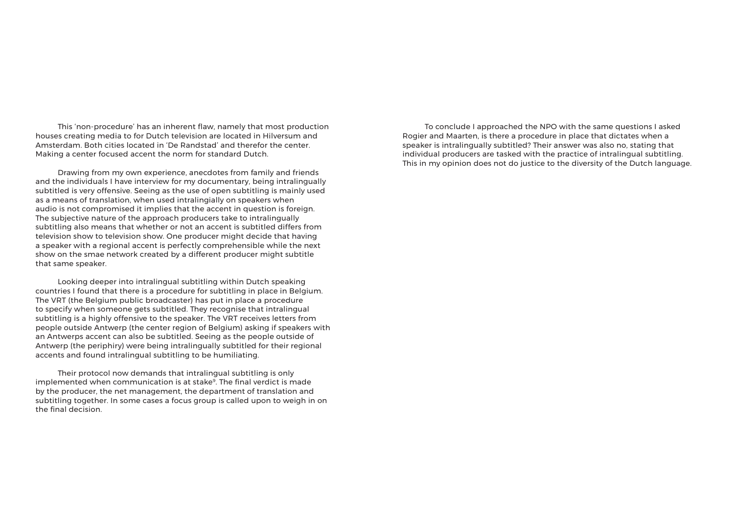This 'non-procedure' has an inherent flaw, namely that most production houses creating media to for Dutch television are located in Hilversum and Amsterdam. Both cities located in 'De Randstad' and therefor the center. Making a center focused accent the norm for standard Dutch.

Drawing from my own experience, anecdotes from family and friends and the individuals I have interview for my documentary, being intralingually subtitled is very offensive. Seeing as the use of open subtitling is mainly used as a means of translation, when used intralingially on speakers when audio is not compromised it implies that the accent in question is foreign. The subjective nature of the approach producers take to intralingually subtitling also means that whether or not an accent is subtitled differs from television show to television show. One producer might decide that having a speaker with a regional accent is perfectly comprehensible while the next show on the smae network created by a different producer might subtitle that same speaker.

Looking deeper into intralingual subtitling within Dutch speaking countries I found that there is a procedure for subtitling in place in Belgium. The VRT (the Belgium public broadcaster) has put in place a procedure to specify when someone gets subtitled. They recognise that intralingual subtitling is a highly offensive to the speaker. The VRT receives letters from people outside Antwerp (the center region of Belgium) asking if speakers with an Antwerps accent can also be subtitled. Seeing as the people outside of Antwerp (the periphiry) were being intralingually subtitled for their regional accents and found intralingual subtitling to be humiliating.

Their protocol now demands that intralingual subtitling is only implemented when communication is at stake[9]. The final verdict is made by the producer, the net management, the department of translation and subtitling together. In some cases a focus group is called upon to weigh in on the final decision.

To conclude I approached the NPO with the same questions I asked Rogier and Maarten, is there a procedure in place that dictates when a speaker is intralingually subtitled? Their answer was also no, stating that individual producers are tasked with the practice of intralingual subtitling. This in my opinion does not do justice to the diversity of the Dutch language.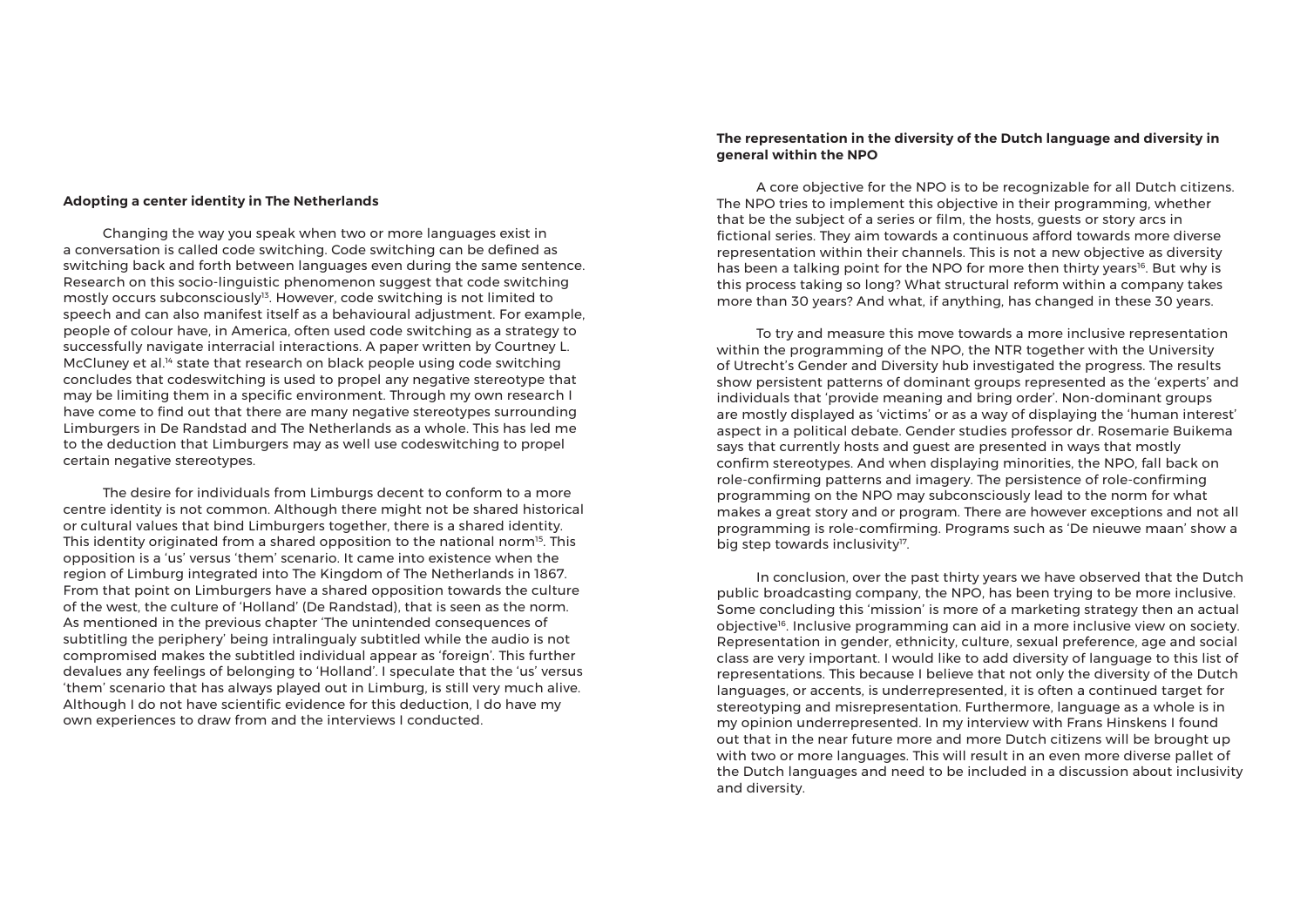## Adopting a center identity in The Netherlands

Changing the way you speak when two or more languages exist in a conversation is called code switching. Code switching can be defined as switching back and forth between languages even during the same sentence. Research on this socio-linguistic phenomenon suggest that code switching mostly occurs subconsciously[13]. However, code switching is not limited to speech and can also manifest itself as a behavioural adjustment. For example, people of colour have, in America, often used code switching as a strategy to successfully navigate interracial interactions. A paper written by Courtney L. McCluney et al.[14] state that research on black people using code switching concludes that codeswitching is used to propel any negative stereotype that may be limiting them in a specific environment. Through my own research I have come to find out that there are many negative stereotypes surrounding Limburgers in De Randstad and The Netherlands as a whole. This has led me to the deduction that Limburgers may as well use codeswitching to propel certain negative stereotypes.

The desire for individuals from Limburgs decent to conform to a more centre identity is not common. Although there might not be shared historical or cultural values that bind Limburgers together, there is a shared identity. This identity originated from a shared opposition to the national norm[15]. This opposition is a 'us' versus 'them' scenario. It came into existence when the region of Limburg integrated into The Kingdom of The Netherlands in 1867. From that point on Limburgers have a shared opposition towards the culture of the west, the culture of 'Holland' (De Randstad), that is seen as the norm. As mentioned in the previous chapter 'The unintended consequences of subtitling the periphery' being intralingualy subtitled while the audio is not compromised makes the subtitled individual appear as 'foreign'. This further devalues any feelings of belonging to 'Holland'. I speculate that the 'us' versus 'them' scenario that has always played out in Limburg, is still very much alive. Although I do not have scientific evidence for this deduction, I do have my own experiences to draw from and the interviews I conducted.

## The representation in the diversity of the Dutch language and diversity in general within the NPO

A core objective for the NPO is to be recognizable for all Dutch citizens. The NPO tries to implement this objective in their programming, whether that be the subject of a series or film, the hosts, guests or story arcs in fictional series. They aim towards a continuous afford towards more diverse representation within their channels. This is not a new objective as diversity has been a talking point for the NPO for more then thirty years[16]. But why is this process taking so long? What structural reform within a company takes more than 30 years? And what, if anything, has changed in these 30 years.

To try and measure this move towards a more inclusive representation within the programming of the NPO, the NTR together with the University of Utrecht's Gender and Diversity hub investigated the progress. The results show persistent patterns of dominant groups represented as the 'experts' and individuals that 'provide meaning and bring order'. Non-dominant groups are mostly displayed as 'victims' or as a way of displaying the 'human interest' aspect in a political debate. Gender studies professor dr. Rosemarie Buikema says that currently hosts and guest are presented in ways that mostly confirm stereotypes. And when displaying minorities, the NPO, fall back on role-confirming patterns and imagery. The persistence of role-confirming programming on the NPO may subconsciously lead to the norm for what makes a great story and or program. There are however exceptions and not all programming is role-comfirming. Programs such as 'De nieuwe maan' show a big step towards inclusivity[17].

In conclusion, over the past thirty years we have observed that the Dutch public broadcasting company, the NPO, has been trying to be more inclusive. Some concluding this 'mission' is more of a marketing strategy then an actual objective[16]. Inclusive programming can aid in a more inclusive view on society. Representation in gender, ethnicity, culture, sexual preference, age and social class are very important. I would like to add diversity of language to this list of representations. This because I believe that not only the diversity of the Dutch languages, or accents, is underrepresented, it is often a continued target for stereotyping and misrepresentation. Furthermore, language as a whole is in my opinion underrepresented. In my interview with Frans Hinskens I found out that in the near future more and more Dutch citizens will be brought up with two or more languages. This will result in an even more diverse pallet of the Dutch languages and need to be included in a discussion about inclusivity and diversity.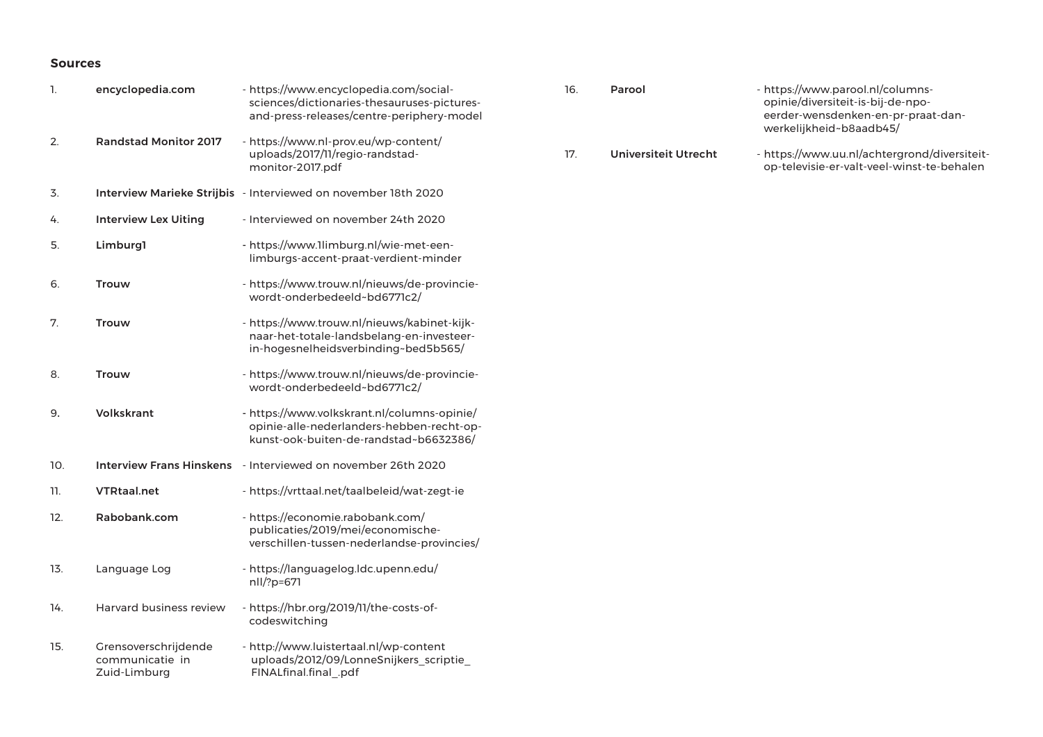**Sources**

1. **encyclopedia.com** - https://www.encyclopedia.com/social-sciences/dictionaries-thesauruses-pictures-and-press-releases/centre-periphery-model
2. **Randstad Monitor 2017** - https://www.nl-prov.eu/wp-content/uploads/2017/11/regio-randstad-monitor-2017.pdf
3. **Interview Marieke Strijbis** - Interviewed on november 18th 2020
4. **Interview Lex Uiting** - Interviewed on november 24th 2020
5. **Limburg1** - https://www.1limburg.nl/wie-met-een-limburgs-accent-praat-verdient-minder
6. **Trouw** - https://www.trouw.nl/nieuws/de-provincie-wordt-onderbedeeld~bd6771c2/
7. **Trouw** - https://www.trouw.nl/nieuws/kabinet-kijk-naar-het-totale-landsbelang-en-investeer-in-hogesnelheidsverbinding~bed5b565/
8. **Trouw** - https://www.trouw.nl/nieuws/de-provincie-wordt-onderbedeeld~bd6771c2/
9. **Volkskrant** - https://www.volkskrant.nl/columns-opinie/opinie-alle-nederlanders-hebben-recht-op-kunst-ook-buiten-de-randstad~b6632386/
10. **Interview Frans Hinskens** - Interviewed on november 26th 2020
11. **VTRtaal.net** - https://vrttaal.net/taalbeleid/wat-zegt-ie
12. **Rabobank.com** - https://economie.rabobank.com/publicaties/2019/mei/economische-verschillen-tussen-nederlandse-provincies/
13. Language Log - https://languagelog.ldc.upenn.edu/nll/?p=671
14. Harvard business review - https://hbr.org/2019/11/the-costs-of-codeswitching
15. Grensoverschrijdende communicatie in Zuid-Limburg - http://www.luistertaal.nl/wp-content uploads/2012/09/LonneSnijkers_scriptie_FINALfinal.final_.pdf
16. **Parool** - https://www.parool.nl/columns-opinie/diversiteit-is-bij-de-npo-eerder-wensdenken-en-pr-praat-dan-werkelijkheid~b8aadb45/
17. **Universiteit Utrecht** - https://www.uu.nl/achtergrond/diversiteit-op-televisie-er-valt-veel-winst-te-behalen